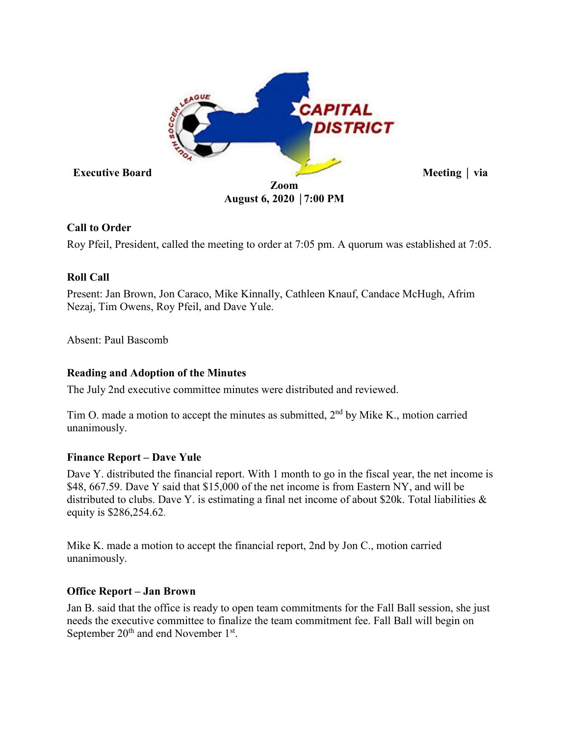**Executive Board Meeting | via Zoom**
**August 6, 2020 | 7:00 PM**

**Call to Order**

Roy Pfeil, President, called the meeting to order at 7:05 pm. A quorum was established at 7:05.

**Roll Call**

Present: Jan Brown, Jon Caraco, Mike Kinnally, Cathleen Knauf, Candace McHugh, Afrim Nezaj, Tim Owens, Roy Pfeil, and Dave Yule.

Absent: Paul Bascomb

**Reading and Adoption of the Minutes**

The July 2nd executive committee minutes were distributed and reviewed.

Tim O. made a motion to accept the minutes as submitted, 2nd by Mike K., motion carried unanimously.

**Finance Report – Dave Yule**

Dave Y. distributed the financial report. With 1 month to go in the fiscal year, the net income is $48, 667.59. Dave Y said that $15,000 of the net income is from Eastern NY, and will be distributed to clubs. Dave Y. is estimating a final net income of about $20k. Total liabilities & equity is $286,254.62.

Mike K. made a motion to accept the financial report, 2nd by Jon C., motion carried unanimously.

**Office Report – Jan Brown**

Jan B. said that the office is ready to open team commitments for the Fall Ball session, she just needs the executive committee to finalize the team commitment fee. Fall Ball will begin on September 20th and end November 1st.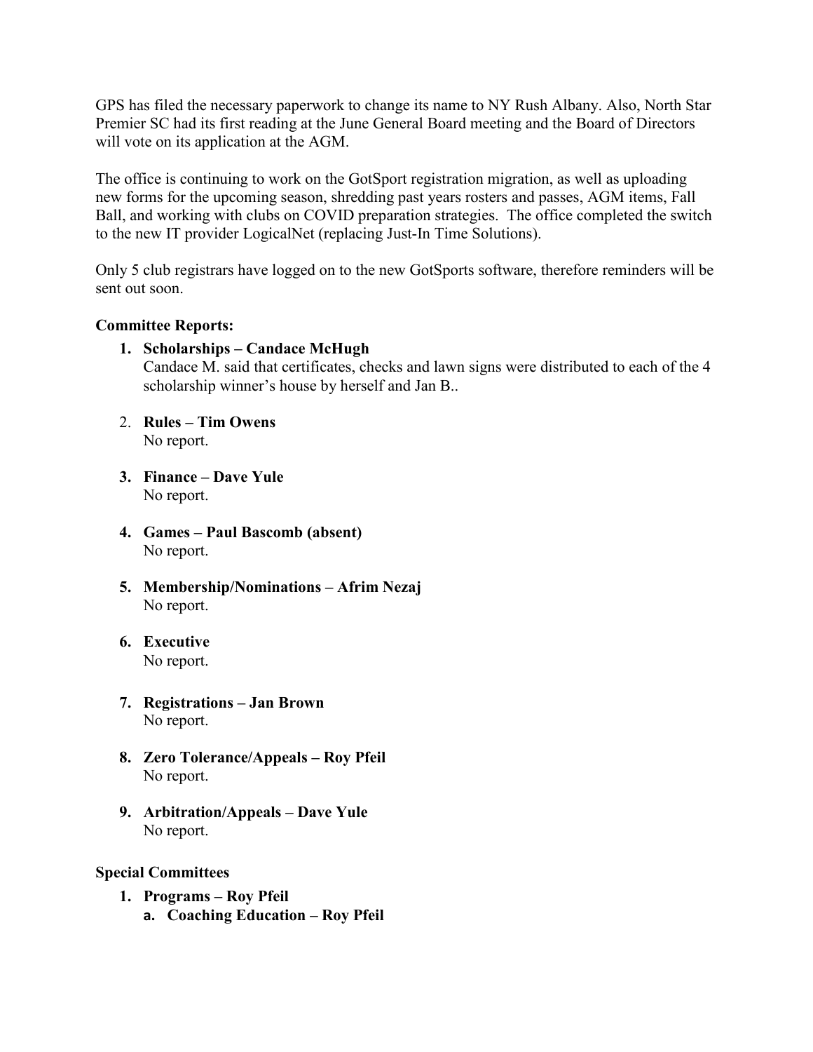GPS has filed the necessary paperwork to change its name to NY Rush Albany. Also, North Star Premier SC had its first reading at the June General Board meeting and the Board of Directors will vote on its application at the AGM.

The office is continuing to work on the GotSport registration migration, as well as uploading new forms for the upcoming season, shredding past years rosters and passes, AGM items, Fall Ball, and working with clubs on COVID preparation strategies. The office completed the switch to the new IT provider LogicalNet (replacing Just-In Time Solutions).

Only 5 club registrars have logged on to the new GotSports software, therefore reminders will be sent out soon.

**Committee Reports:**

1. **Scholarships – Candace McHugh**
   Candace M. said that certificates, checks and lawn signs were distributed to each of the 4 scholarship winner's house by herself and Jan B..

2. **Rules – Tim Owens**
   No report.

3. **Finance – Dave Yule**
   No report.

4. **Games – Paul Bascomb (absent)**
   No report.

5. **Membership/Nominations – Afrim Nezaj**
   No report.

6. **Executive**
   No report.

7. **Registrations – Jan Brown**
   No report.

8. **Zero Tolerance/Appeals – Roy Pfeil**
   No report.

9. **Arbitration/Appeals – Dave Yule**
   No report.

**Special Committees**

1. **Programs – Roy Pfeil**
   a. **Coaching Education – Roy Pfeil**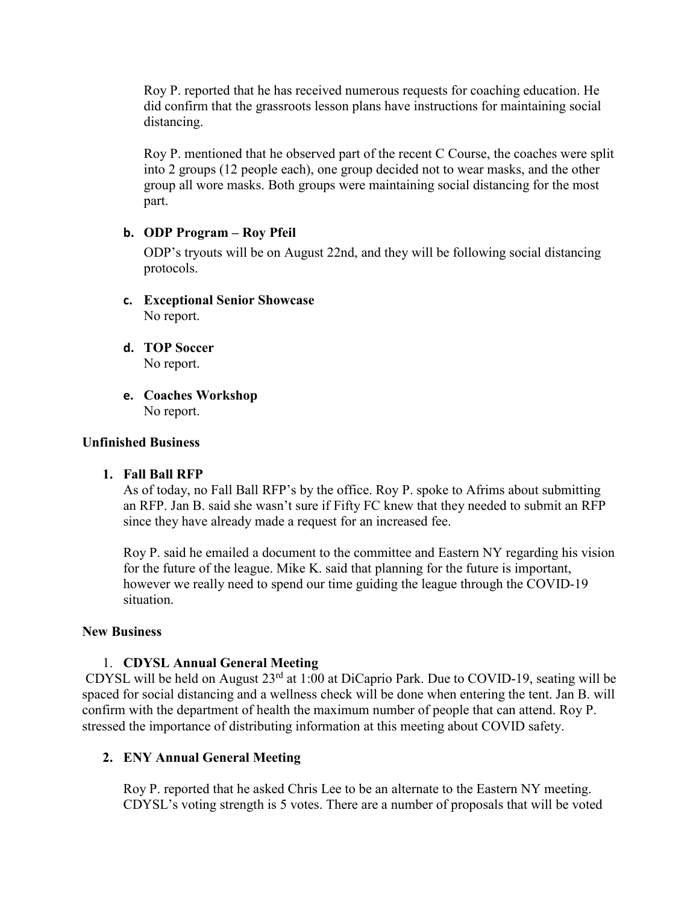Roy P. reported that he has received numerous requests for coaching education. He did confirm that the grassroots lesson plans have instructions for maintaining social distancing.

Roy P. mentioned that he observed part of the recent C Course, the coaches were split into 2 groups (12 people each), one group decided not to wear masks, and the other group all wore masks. Both groups were maintaining social distancing for the most part.

**b. ODP Program – Roy Pfeil**

ODP's tryouts will be on August 22nd, and they will be following social distancing protocols.

**c. Exceptional Senior Showcase**
No report.

**d. TOP Soccer**
No report.

**e. Coaches Workshop**
No report.

**Unfinished Business**

**1. Fall Ball RFP**
As of today, no Fall Ball RFP's by the office. Roy P. spoke to Afrims about submitting an RFP. Jan B. said she wasn't sure if Fifty FC knew that they needed to submit an RFP since they have already made a request for an increased fee.

Roy P. said he emailed a document to the committee and Eastern NY regarding his vision for the future of the league. Mike K. said that planning for the future is important, however we really need to spend our time guiding the league through the COVID-19 situation.

**New Business**

1. **CDYSL Annual General Meeting**

CDYSL will be held on August 23rd at 1:00 at DiCaprio Park. Due to COVID-19, seating will be spaced for social distancing and a wellness check will be done when entering the tent. Jan B. will confirm with the department of health the maximum number of people that can attend. Roy P. stressed the importance of distributing information at this meeting about COVID safety.

**2. ENY Annual General Meeting**

Roy P. reported that he asked Chris Lee to be an alternate to the Eastern NY meeting. CDYSL's voting strength is 5 votes. There are a number of proposals that will be voted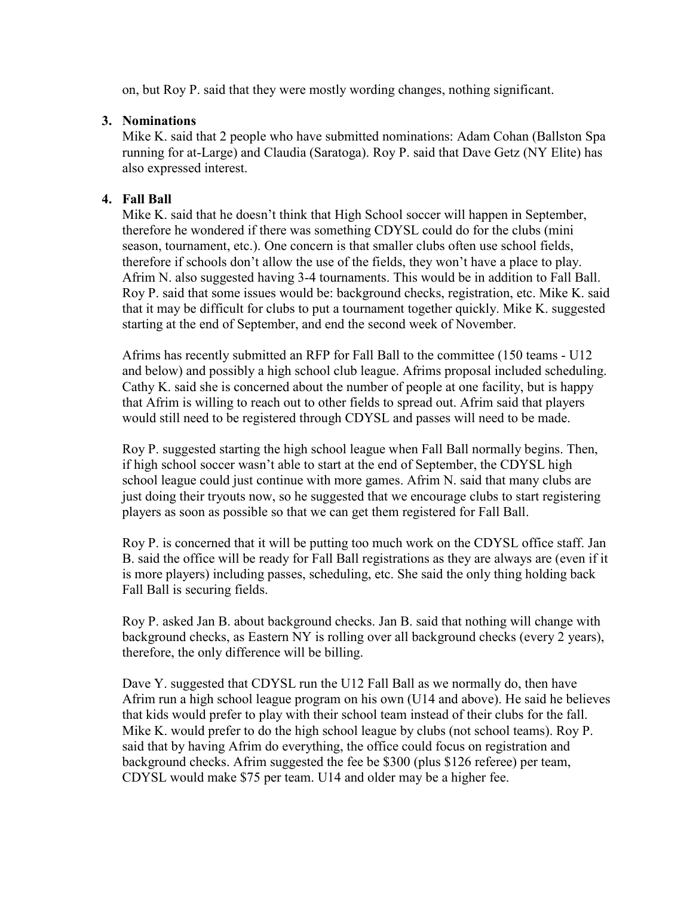on, but Roy P. said that they were mostly wording changes, nothing significant.

3. **Nominations**

Mike K. said that 2 people who have submitted nominations: Adam Cohan (Ballston Spa running for at-Large) and Claudia (Saratoga). Roy P. said that Dave Getz (NY Elite) has also expressed interest.

4. **Fall Ball**

Mike K. said that he doesn't think that High School soccer will happen in September, therefore he wondered if there was something CDYSL could do for the clubs (mini season, tournament, etc.). One concern is that smaller clubs often use school fields, therefore if schools don't allow the use of the fields, they won't have a place to play. Afrim N. also suggested having 3-4 tournaments. This would be in addition to Fall Ball. Roy P. said that some issues would be: background checks, registration, etc. Mike K. said that it may be difficult for clubs to put a tournament together quickly. Mike K. suggested starting at the end of September, and end the second week of November.

Afrims has recently submitted an RFP for Fall Ball to the committee (150 teams - U12 and below) and possibly a high school club league. Afrims proposal included scheduling. Cathy K. said she is concerned about the number of people at one facility, but is happy that Afrim is willing to reach out to other fields to spread out. Afrim said that players would still need to be registered through CDYSL and passes will need to be made.

Roy P. suggested starting the high school league when Fall Ball normally begins. Then, if high school soccer wasn't able to start at the end of September, the CDYSL high school league could just continue with more games. Afrim N. said that many clubs are just doing their tryouts now, so he suggested that we encourage clubs to start registering players as soon as possible so that we can get them registered for Fall Ball.

Roy P. is concerned that it will be putting too much work on the CDYSL office staff. Jan B. said the office will be ready for Fall Ball registrations as they are always are (even if it is more players) including passes, scheduling, etc. She said the only thing holding back Fall Ball is securing fields.

Roy P. asked Jan B. about background checks. Jan B. said that nothing will change with background checks, as Eastern NY is rolling over all background checks (every 2 years), therefore, the only difference will be billing.

Dave Y. suggested that CDYSL run the U12 Fall Ball as we normally do, then have Afrim run a high school league program on his own (U14 and above). He said he believes that kids would prefer to play with their school team instead of their clubs for the fall. Mike K. would prefer to do the high school league by clubs (not school teams). Roy P. said that by having Afrim do everything, the office could focus on registration and background checks. Afrim suggested the fee be $300 (plus $126 referee) per team, CDYSL would make $75 per team. U14 and older may be a higher fee.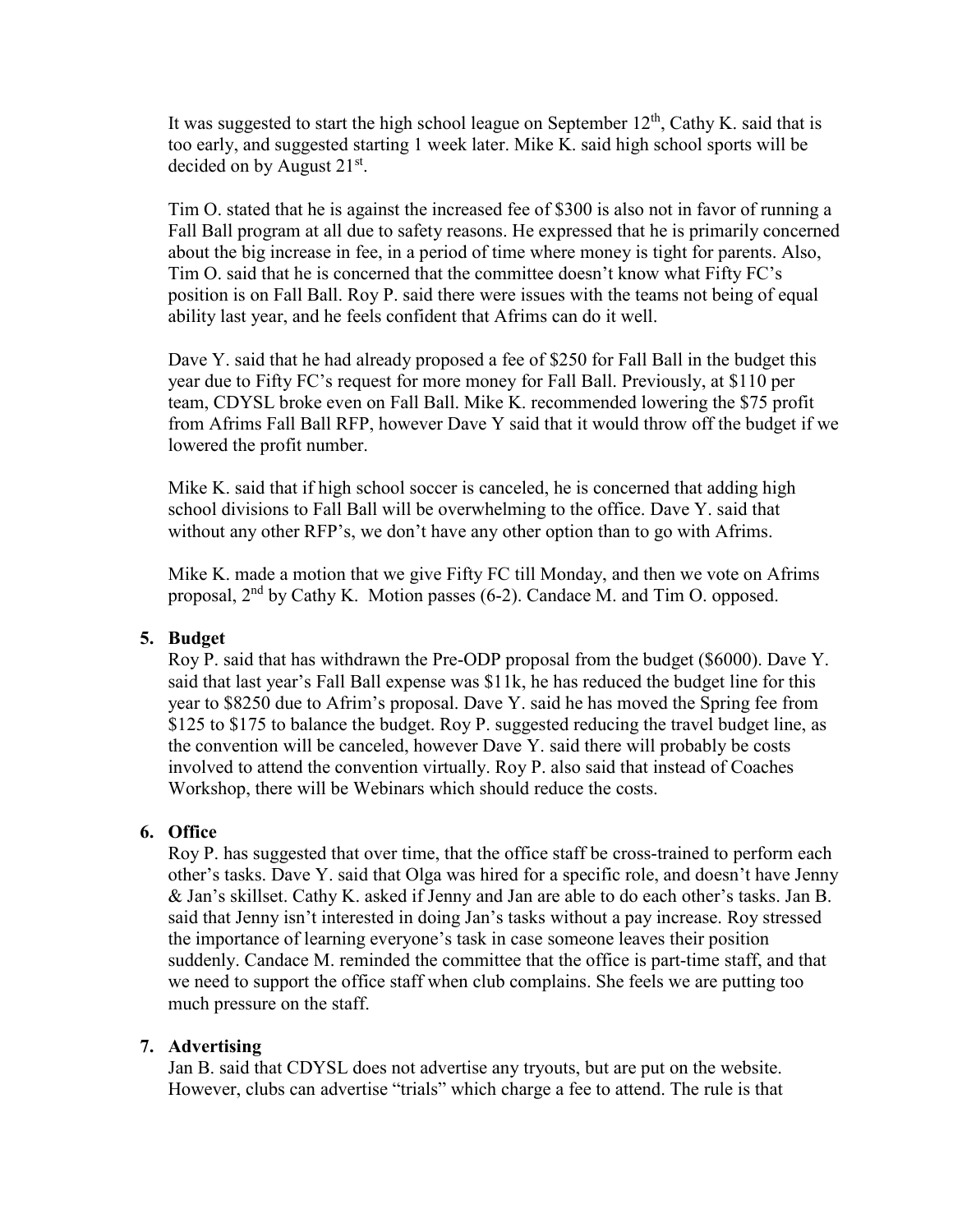It was suggested to start the high school league on September 12th, Cathy K. said that is too early, and suggested starting 1 week later. Mike K. said high school sports will be decided on by August 21st.

Tim O. stated that he is against the increased fee of $300 is also not in favor of running a Fall Ball program at all due to safety reasons. He expressed that he is primarily concerned about the big increase in fee, in a period of time where money is tight for parents. Also, Tim O. said that he is concerned that the committee doesn't know what Fifty FC's position is on Fall Ball. Roy P. said there were issues with the teams not being of equal ability last year, and he feels confident that Afrims can do it well.

Dave Y. said that he had already proposed a fee of $250 for Fall Ball in the budget this year due to Fifty FC's request for more money for Fall Ball. Previously, at $110 per team, CDYSL broke even on Fall Ball. Mike K. recommended lowering the $75 profit from Afrims Fall Ball RFP, however Dave Y said that it would throw off the budget if we lowered the profit number.

Mike K. said that if high school soccer is canceled, he is concerned that adding high school divisions to Fall Ball will be overwhelming to the office. Dave Y. said that without any other RFP's, we don't have any other option than to go with Afrims.

Mike K. made a motion that we give Fifty FC till Monday, and then we vote on Afrims proposal, 2nd by Cathy K. Motion passes (6-2). Candace M. and Tim O. opposed.

**5. Budget**

Roy P. said that has withdrawn the Pre-ODP proposal from the budget ($6000). Dave Y. said that last year's Fall Ball expense was $11k, he has reduced the budget line for this year to $8250 due to Afrim's proposal. Dave Y. said he has moved the Spring fee from $125 to $175 to balance the budget. Roy P. suggested reducing the travel budget line, as the convention will be canceled, however Dave Y. said there will probably be costs involved to attend the convention virtually. Roy P. also said that instead of Coaches Workshop, there will be Webinars which should reduce the costs.

**6. Office**

Roy P. has suggested that over time, that the office staff be cross-trained to perform each other's tasks. Dave Y. said that Olga was hired for a specific role, and doesn't have Jenny & Jan's skillset. Cathy K. asked if Jenny and Jan are able to do each other's tasks. Jan B. said that Jenny isn't interested in doing Jan's tasks without a pay increase. Roy stressed the importance of learning everyone's task in case someone leaves their position suddenly. Candace M. reminded the committee that the office is part-time staff, and that we need to support the office staff when club complains. She feels we are putting too much pressure on the staff.

**7. Advertising**

Jan B. said that CDYSL does not advertise any tryouts, but are put on the website. However, clubs can advertise "trials" which charge a fee to attend. The rule is that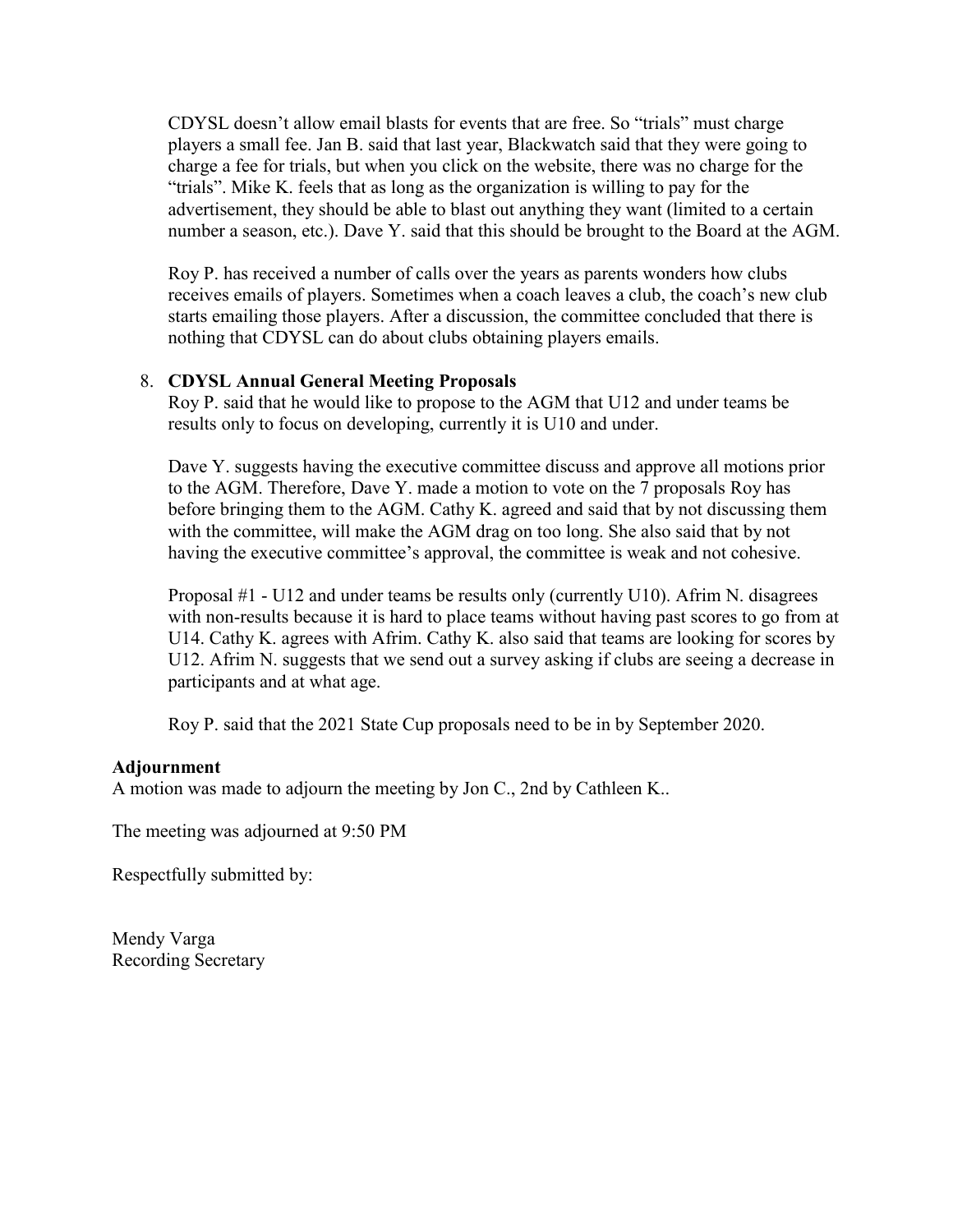CDYSL doesn't allow email blasts for events that are free. So "trials" must charge players a small fee. Jan B. said that last year, Blackwatch said that they were going to charge a fee for trials, but when you click on the website, there was no charge for the "trials". Mike K. feels that as long as the organization is willing to pay for the advertisement, they should be able to blast out anything they want (limited to a certain number a season, etc.). Dave Y. said that this should be brought to the Board at the AGM.

Roy P. has received a number of calls over the years as parents wonders how clubs receives emails of players. Sometimes when a coach leaves a club, the coach's new club starts emailing those players. After a discussion, the committee concluded that there is nothing that CDYSL can do about clubs obtaining players emails.

8. **CDYSL Annual General Meeting Proposals**

   Roy P. said that he would like to propose to the AGM that U12 and under teams be results only to focus on developing, currently it is U10 and under.

   Dave Y. suggests having the executive committee discuss and approve all motions prior to the AGM. Therefore, Dave Y. made a motion to vote on the 7 proposals Roy has before bringing them to the AGM. Cathy K. agreed and said that by not discussing them with the committee, will make the AGM drag on too long. She also said that by not having the executive committee's approval, the committee is weak and not cohesive.

   Proposal #1 - U12 and under teams be results only (currently U10). Afrim N. disagrees with non-results because it is hard to place teams without having past scores to go from at U14. Cathy K. agrees with Afrim. Cathy K. also said that teams are looking for scores by U12. Afrim N. suggests that we send out a survey asking if clubs are seeing a decrease in participants and at what age.

   Roy P. said that the 2021 State Cup proposals need to be in by September 2020.

**Adjournment**

A motion was made to adjourn the meeting by Jon C., 2nd by Cathleen K..

The meeting was adjourned at 9:50 PM

Respectfully submitted by:

Mendy Varga
Recording Secretary